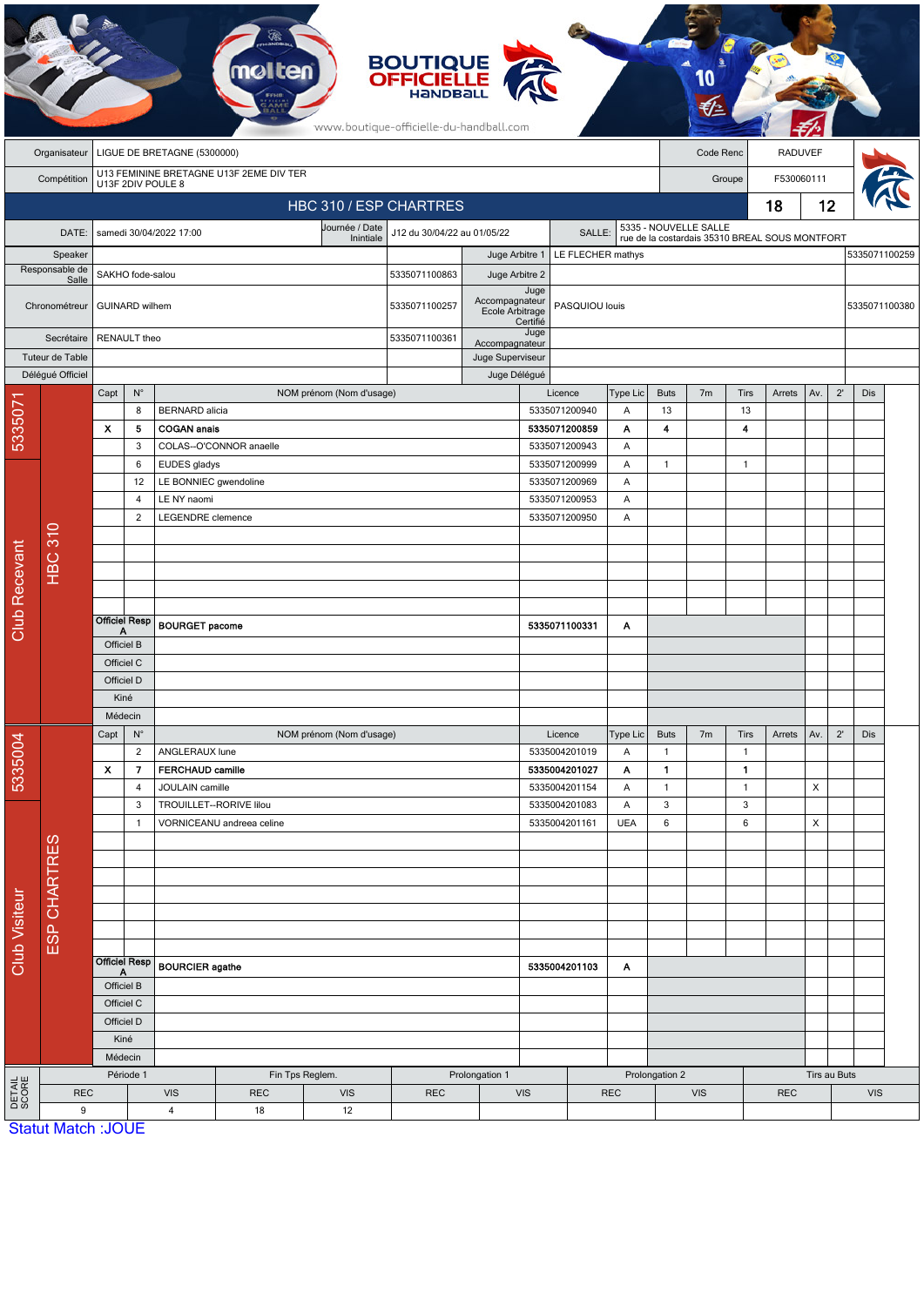BOUTIQUE OFFICIELLE HANDBALL

www.boutique-officielle-du-handball.com

| | | | |
|---|---|---|---|
| Organisateur | LIGUE DE BRETAGNE (5300000) | Code Renc | RADUVEF |
| Compétition | U13 FEMININE BRETAGNE U13F 2EME DIV TER U13F 2DIV POULE 8 | Groupe | F530060111 |

## HBC 310 / ESP CHARTRES — 18 / 12

| | | | | | |
|---|---|---|---|---|---|
| DATE: | samedi 30/04/2022 17:00 | Journée / Date Initiale | J12 du 30/04/22 au 01/05/22 | SALLE: | 5335 - NOUVELLE SALLE rue de la costardais 35310 BREAL SOUS MONTFORT |
| Speaker | | | Juge Arbitre 1 | LE FLECHER mathys | 5335071100259 |
| Responsable de Salle | SAKHO fode-salou | 5335071100863 | Juge Arbitre 2 | | |
| Chronométreur | GUINARD wilhem | 5335071100257 | Juge Accompagnateur Ecole Arbitrage Certifié | PASQUIOU louis | 5335071100380 |
| Secrétaire | RENAULT theo | 5335071100361 | Juge Accompagnateur | | |
| Tuteur de Table | | | Juge Superviseur | | |
| Délégué Officiel | | | Juge Délégué | | |

### Club Recevant — 5335071 — HBC 310

| Capt | N° | NOM prénom (Nom d'usage) | Licence | Type Lic | Buts | 7m | Tirs | Arrets | Av. | 2' | Dis |
|---|---|---|---|---|---|---|---|---|---|---|---|
| | 8 | BERNARD alicia | 5335071200940 | A | 13 | | 13 | | | | |
| X | 5 | **COGAN anais** | **5335071200859** | **A** | **4** | | **4** | | | | |
| | 3 | COLAS--O'CONNOR anaelle | 5335071200943 | A | | | | | | | |
| | 6 | EUDES gladys | 5335071200999 | A | 1 | | 1 | | | | |
| | 12 | LE BONNIEC gwendoline | 5335071200969 | A | | | | | | | |
| | 4 | LE NY naomi | 5335071200953 | A | | | | | | | |
| | 2 | LEGENDRE clemence | 5335071200950 | A | | | | | | | |
| Officiel Resp A | | **BOURGET pacome** | **5335071100331** | **A** | | | | | | | |
| Officiel B | | | | | | | | | | | |
| Officiel C | | | | | | | | | | | |
| Officiel D | | | | | | | | | | | |
| Kiné | | | | | | | | | | | |
| Médecin | | | | | | | | | | | |

### Club Visiteur — 5335004 — ESP CHARTRES

| Capt | N° | NOM prénom (Nom d'usage) | Licence | Type Lic | Buts | 7m | Tirs | Arrets | Av. | 2' | Dis |
|---|---|---|---|---|---|---|---|---|---|---|---|
| | 2 | ANGLERAUX lune | 5335004201019 | A | 1 | | 1 | | | | |
| X | 7 | **FERCHAUD camille** | **5335004201027** | **A** | **1** | | **1** | | | | |
| | 4 | JOULAIN camille | 5335004201154 | A | 1 | | 1 | | X | | |
| | 3 | TROUILLET--RORIVE lilou | 5335004201083 | A | 3 | | 3 | | | | |
| | 1 | VORNICEANU andreea celine | 5335004201161 | UEA | 6 | | 6 | | X | | |
| Officiel Resp A | | **BOURCIER agathe** | **5335004201103** | **A** | | | | | | | |
| Officiel B | | | | | | | | | | | |
| Officiel C | | | | | | | | | | | |
| Officiel D | | | | | | | | | | | |
| Kiné | | | | | | | | | | | |
| Médecin | | | | | | | | | | | |

### DETAIL SCORE

| Période 1 | | Fin Tps Reglem. | | Prolongation 1 | | Prolongation 2 | | Tirs au Buts | |
|---|---|---|---|---|---|---|---|---|---|
| REC | VIS | REC | VIS | REC | VIS | REC | VIS | REC | VIS |
| 9 | 4 | 18 | 12 | | | | | | |

Statut Match :JOUE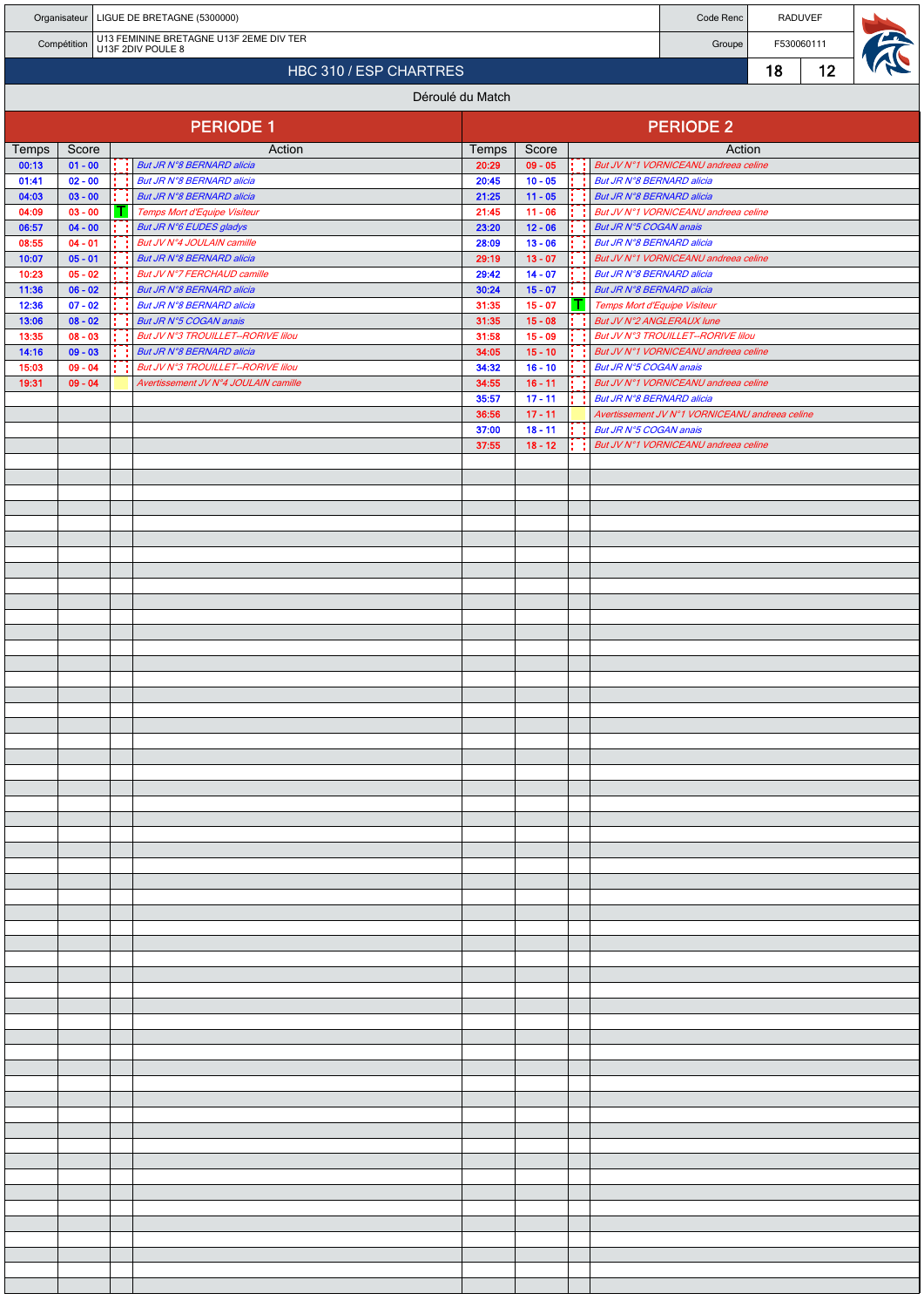| Organisateur | LIGUE DE BRETAGNE (5300000) | Code Renc | RADUVEF |
|---|---|---|---|
| Compétition | U13 FEMININE BRETAGNE U13F 2EME DIV TER U13F 2DIV POULE 8 | Groupe | F530060111 |

## HBC 310 / ESP CHARTRES — 18 - 12

### Déroulé du Match

| PERIODE 1 | | | | PERIODE 2 | | | |
|---|---|---|---|---|---|---|---|
| Temps | Score | | Action | Temps | Score | | Action |
| 00:13 | 01 - 00 | | But JR N°8 BERNARD alicia | 20:29 | 09 - 05 | | But JV N°1 VORNICEANU andreea celine |
| 01:41 | 02 - 00 | | But JR N°8 BERNARD alicia | 20:45 | 10 - 05 | | But JR N°8 BERNARD alicia |
| 04:03 | 03 - 00 | | But JR N°8 BERNARD alicia | 21:25 | 11 - 05 | | But JR N°8 BERNARD alicia |
| 04:09 | 03 - 00 | T | Temps Mort d'Equipe Visiteur | 21:45 | 11 - 06 | | But JV N°1 VORNICEANU andreea celine |
| 06:57 | 04 - 00 | | But JR N°6 EUDES gladys | 23:20 | 12 - 06 | | But JR N°5 COGAN anais |
| 08:55 | 04 - 01 | | But JV N°4 JOULAIN camille | 28:09 | 13 - 06 | | But JR N°8 BERNARD alicia |
| 10:07 | 05 - 01 | | But JR N°8 BERNARD alicia | 29:19 | 13 - 07 | | But JV N°1 VORNICEANU andreea celine |
| 10:23 | 05 - 02 | | But JV N°7 FERCHAUD camille | 29:42 | 14 - 07 | | But JR N°8 BERNARD alicia |
| 11:36 | 06 - 02 | | But JR N°8 BERNARD alicia | 30:24 | 15 - 07 | | But JR N°8 BERNARD alicia |
| 12:36 | 07 - 02 | | But JR N°8 BERNARD alicia | 31:35 | 15 - 07 | T | Temps Mort d'Equipe Visiteur |
| 13:06 | 08 - 02 | | But JR N°5 COGAN anais | 31:35 | 15 - 08 | | But JV N°2 ANGLERAUX lune |
| 13:35 | 08 - 03 | | But JV N°3 TROUILLET--RORIVE lilou | 31:58 | 15 - 09 | | But JV N°3 TROUILLET--RORIVE lilou |
| 14:16 | 09 - 03 | | But JR N°8 BERNARD alicia | 34:05 | 15 - 10 | | But JV N°1 VORNICEANU andreea celine |
| 15:03 | 09 - 04 | | But JV N°3 TROUILLET--RORIVE lilou | 34:32 | 16 - 10 | | But JR N°5 COGAN anais |
| 19:31 | 09 - 04 | | Avertissement JV N°4 JOULAIN camille | 34:55 | 16 - 11 | | But JV N°1 VORNICEANU andreea celine |
| | | | | 35:57 | 17 - 11 | | But JR N°8 BERNARD alicia |
| | | | | 36:56 | 17 - 11 | | Avertissement JV N°1 VORNICEANU andreea celine |
| | | | | 37:00 | 18 - 11 | | But JR N°5 COGAN anais |
| | | | | 37:55 | 18 - 12 | | But JV N°1 VORNICEANU andreea celine |